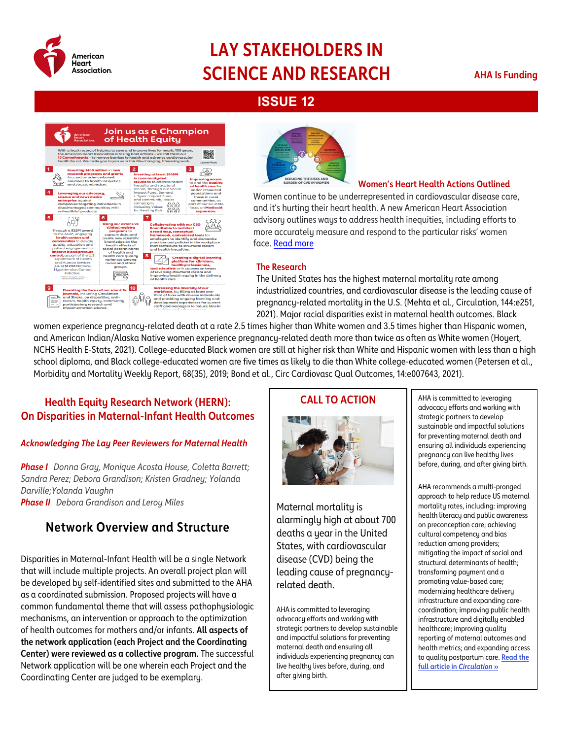# LAY STAKEHOLDERS IN SCIENCE AND RESEARCH

AHA Is Funding

## ISSUE 12

### Women's Heart Health Actions Outlined

Women continue to be underrepresented in cardiovascular disease care, and it's hurting their heart health. A new American Heart Association advisory outlines ways to address health inequities, including efforts to more accurately measure and respond to the particular risks' women face. Read more

### The Research

The United States has the highest maternal mortality rate among industrialized countries, and cardiovascular disease is the leading cause of pregnancy-related mortality in the U.S. (Mehta et al., Circulation, 144:e251, 2021). Major racial disparities exist in maternal health outcomes. Black women experience pregnancy-related death at a rate 2.5 times higher than White women and 3.5 times higher than Hispanic women, and American Indian/Alaska Native women experience pregnancy-related death more than twice as often as White women (Hoyert, NCHS Health E-Stats, 2021). College-educated Black women are still at higher risk than White and Hispanic women with less than a high school diploma, and Black college-educated women are five times as likely to die than White college-educated women (Petersen et al., Morbidity and Mortality Weekly Report, 68(35), 2019; Bond et al., Circ Cardiovasc Qual Outcomes, 14:e007643, 2021).

## Health Equity Research Network (HERN): On Disparities in Maternal-Infant Health Outcomes

*Acknowledging The Lay Peer Reviewers for Maternal Health*

***Phase I*** *Donna Gray, Monique Acosta House, Coletta Barrett; Sandra Perez; Debora Grandison; Kristen Gradney; Yolanda Darville;Yolanda Vaughn*
***Phase II*** *Debora Grandison and Leroy Miles*

## Network Overview and Structure

Disparities in Maternal-Infant Health will be a single Network that will include multiple projects. An overall project plan will be developed by self-identified sites and submitted to the AHA as a coordinated submission. Proposed projects will have a common fundamental theme that will assess pathophysiologic mechanisms, an intervention or approach to the optimization of health outcomes for mothers and/or infants. **All aspects of the network application (each Project and the Coordinating Center) were reviewed as a collective program.** The successful Network application will be one wherein each Project and the Coordinating Center are judged to be exemplary.

## CALL TO ACTION

Maternal mortality is alarmingly high at about 700 deaths a year in the United States, with cardiovascular disease (CVD) being the leading cause of pregnancy-related death.

AHA is committed to leveraging advocacy efforts and working with strategic partners to develop sustainable and impactful solutions for preventing maternal death and ensuring all individuals experiencing pregnancy can live healthy lives before, during, and after giving birth.

AHA is committed to leveraging advocacy efforts and working with strategic partners to develop sustainable and impactful solutions for preventing maternal death and ensuring all individuals experiencing pregnancy can live healthy lives before, during, and after giving birth.

AHA recommends a multi-pronged approach to help reduce US maternal mortality rates, including: improving health literacy and public awareness on preconception care; achieving cultural competency and bias reduction among providers; mitigating the impact of social and structural determinants of health; transforming payment and a promoting value-based care; modernizing healthcare delivery infrastructure and expanding care-coordination; improving public health infrastructure and digitally enabled healthcare; improving quality reporting of maternal outcomes and health metrics; and expanding access to quality postpartum care. Read the full article in *Circulation* »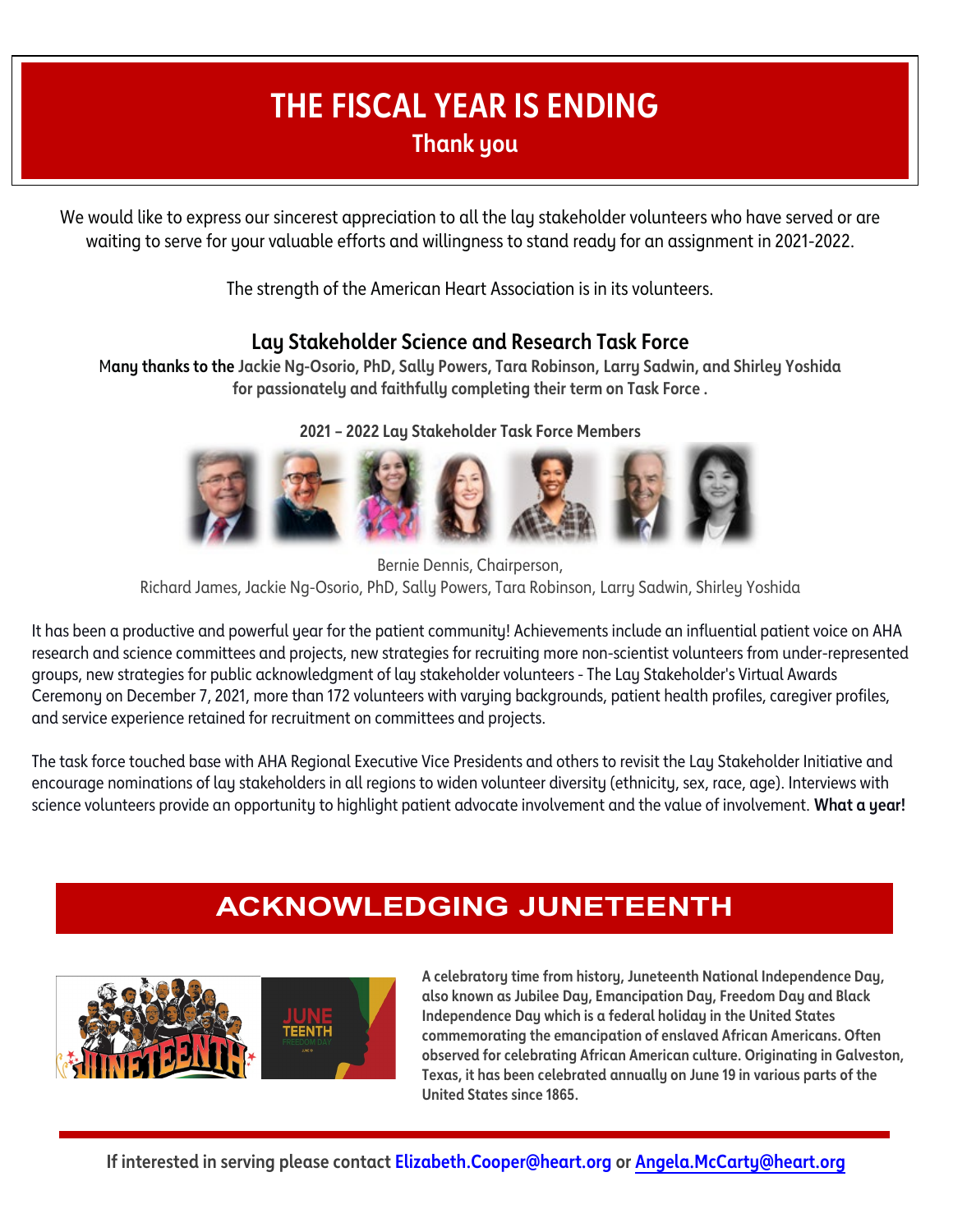# THE FISCAL YEAR IS ENDING

## Thank you

We would like to express our sincerest appreciation to all the lay stakeholder volunteers who have served or are waiting to serve for your valuable efforts and willingness to stand ready for an assignment in 2021-2022.

The strength of the American Heart Association is in its volunteers.

### Lay Stakeholder Science and Research Task Force

**Many thanks to the Jackie Ng-Osorio, PhD, Sally Powers, Tara Robinson, Larry Sadwin, and Shirley Yoshida for passionately and faithfully completing their term on Task Force .**

**2021 – 2022 Lay Stakeholder Task Force Members**

Bernie Dennis, Chairperson,
Richard James, Jackie Ng-Osorio, PhD, Sally Powers, Tara Robinson, Larry Sadwin, Shirley Yoshida

It has been a productive and powerful year for the patient community! Achievements include an influential patient voice on AHA research and science committees and projects, new strategies for recruiting more non-scientist volunteers from under-represented groups, new strategies for public acknowledgment of lay stakeholder volunteers - The Lay Stakeholder's Virtual Awards Ceremony on December 7, 2021, more than 172 volunteers with varying backgrounds, patient health profiles, caregiver profiles, and service experience retained for recruitment on committees and projects.

The task force touched base with AHA Regional Executive Vice Presidents and others to revisit the Lay Stakeholder Initiative and encourage nominations of lay stakeholders in all regions to widen volunteer diversity (ethnicity, sex, race, age). Interviews with science volunteers provide an opportunity to highlight patient advocate involvement and the value of involvement. **What a year!**

# ACKNOWLEDGING JUNETEENTH

**A celebratory time from history, Juneteenth National Independence Day, also known as Jubilee Day, Emancipation Day, Freedom Day and Black Independence Day which is a federal holiday in the United States commemorating the emancipation of enslaved African Americans. Often observed for celebrating African American culture. Originating in Galveston, Texas, it has been celebrated annually on June 19 in various parts of the United States since 1865.**

**If interested in serving please contact Elizabeth.Cooper@heart.org or Angela.McCarty@heart.org**